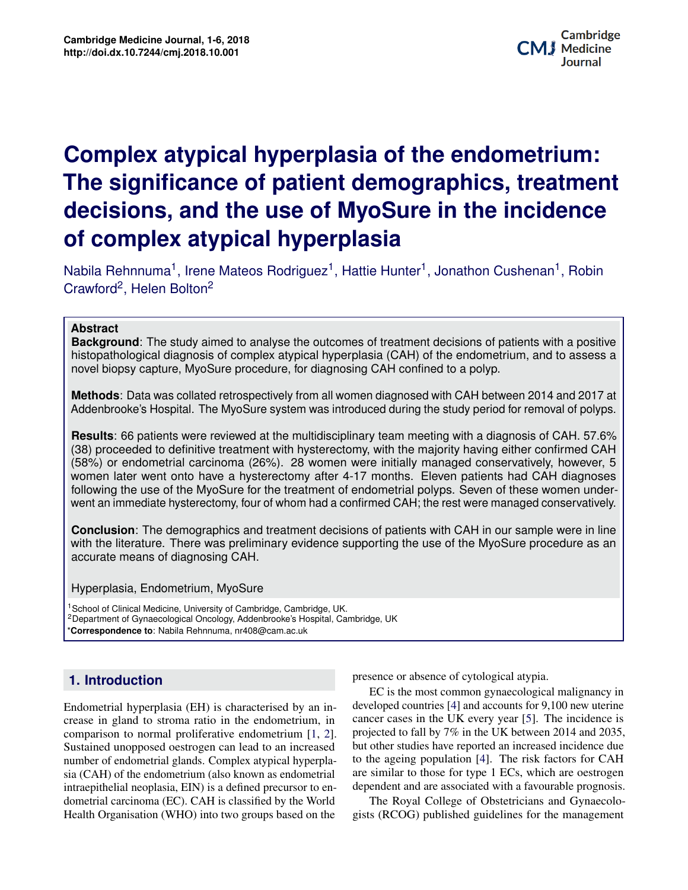# Complex atypical hyperplasia of the endometrium: The significance of patient demographics, treatment decisions, and the use of MyoSure in the incidence of complex atypical hyperplasia

Nabila Rehnnuma[1], Irene Mateos Rodriguez[1], Hattie Hunter[1], Jonathon Cushenan[1], Robin Crawford[2], Helen Bolton[2]

**Abstract**

**Background**: The study aimed to analyse the outcomes of treatment decisions of patients with a positive histopathological diagnosis of complex atypical hyperplasia (CAH) of the endometrium, and to assess a novel biopsy capture, MyoSure procedure, for diagnosing CAH confined to a polyp.

**Methods**: Data was collated retrospectively from all women diagnosed with CAH between 2014 and 2017 at Addenbrooke's Hospital. The MyoSure system was introduced during the study period for removal of polyps.

**Results**: 66 patients were reviewed at the multidisciplinary team meeting with a diagnosis of CAH. 57.6% (38) proceeded to definitive treatment with hysterectomy, with the majority having either confirmed CAH (58%) or endometrial carcinoma (26%). 28 women were initially managed conservatively, however, 5 women later went onto have a hysterectomy after 4-17 months. Eleven patients had CAH diagnoses following the use of the MyoSure for the treatment of endometrial polyps. Seven of these women underwent an immediate hysterectomy, four of whom had a confirmed CAH; the rest were managed conservatively.

**Conclusion**: The demographics and treatment decisions of patients with CAH in our sample were in line with the literature. There was preliminary evidence supporting the use of the MyoSure procedure as an accurate means of diagnosing CAH.

Hyperplasia, Endometrium, MyoSure

[1]School of Clinical Medicine, University of Cambridge, Cambridge, UK.
[2]Department of Gynaecological Oncology, Addenbrooke's Hospital, Cambridge, UK
***Correspondence to**: Nabila Rehnnuma, nr408@cam.ac.uk

## 1. Introduction

Endometrial hyperplasia (EH) is characterised by an increase in gland to stroma ratio in the endometrium, in comparison to normal proliferative endometrium [1, 2]. Sustained unopposed oestrogen can lead to an increased number of endometrial glands. Complex atypical hyperplasia (CAH) of the endometrium (also known as endometrial intraepithelial neoplasia, EIN) is a defined precursor to endometrial carcinoma (EC). CAH is classified by the World Health Organisation (WHO) into two groups based on the presence or absence of cytological atypia.

EC is the most common gynaecological malignancy in developed countries [4] and accounts for 9,100 new uterine cancer cases in the UK every year [5]. The incidence is projected to fall by 7% in the UK between 2014 and 2035, but other studies have reported an increased incidence due to the ageing population [4]. The risk factors for CAH are similar to those for type 1 ECs, which are oestrogen dependent and are associated with a favourable prognosis.

The Royal College of Obstetricians and Gynaecologists (RCOG) published guidelines for the management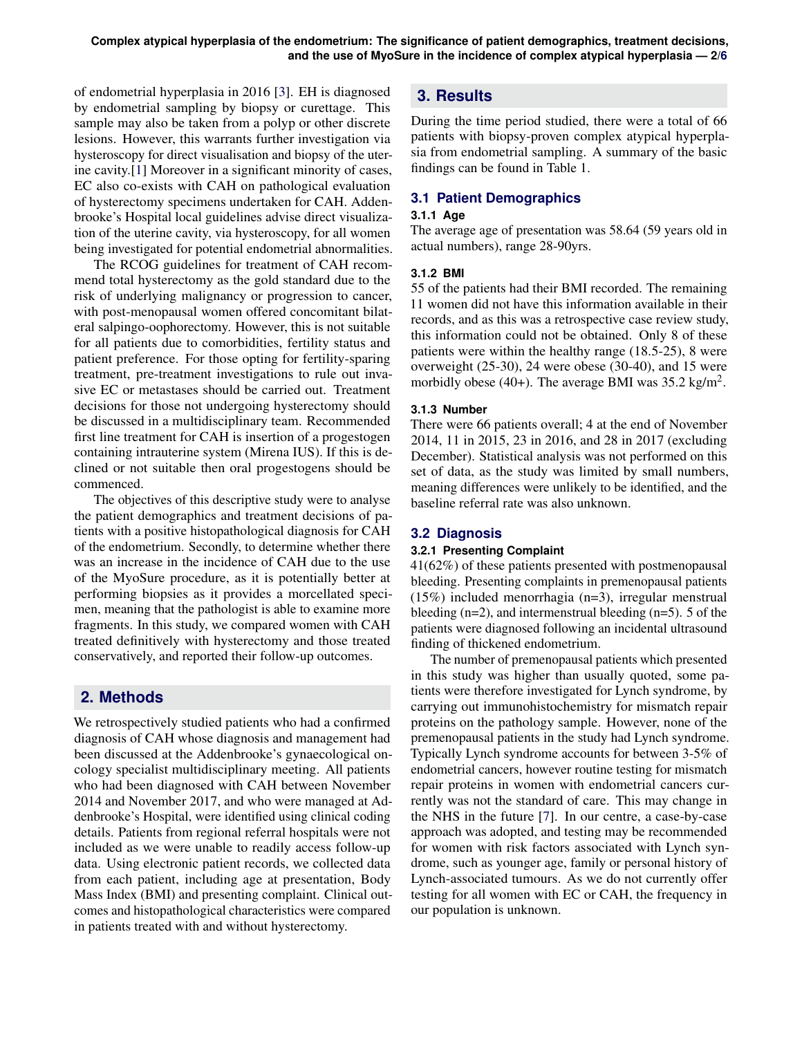of endometrial hyperplasia in 2016 [3]. EH is diagnosed by endometrial sampling by biopsy or curettage. This sample may also be taken from a polyp or other discrete lesions. However, this warrants further investigation via hysteroscopy for direct visualisation and biopsy of the uterine cavity.[1] Moreover in a significant minority of cases, EC also co-exists with CAH on pathological evaluation of hysterectomy specimens undertaken for CAH. Addenbrooke's Hospital local guidelines advise direct visualization of the uterine cavity, via hysteroscopy, for all women being investigated for potential endometrial abnormalities.

The RCOG guidelines for treatment of CAH recommend total hysterectomy as the gold standard due to the risk of underlying malignancy or progression to cancer, with post-menopausal women offered concomitant bilateral salpingo-oophorectomy. However, this is not suitable for all patients due to comorbidities, fertility status and patient preference. For those opting for fertility-sparing treatment, pre-treatment investigations to rule out invasive EC or metastases should be carried out. Treatment decisions for those not undergoing hysterectomy should be discussed in a multidisciplinary team. Recommended first line treatment for CAH is insertion of a progestogen containing intrauterine system (Mirena IUS). If this is declined or not suitable then oral progestogens should be commenced.

The objectives of this descriptive study were to analyse the patient demographics and treatment decisions of patients with a positive histopathological diagnosis for CAH of the endometrium. Secondly, to determine whether there was an increase in the incidence of CAH due to the use of the MyoSure procedure, as it is potentially better at performing biopsies as it provides a morcellated specimen, meaning that the pathologist is able to examine more fragments. In this study, we compared women with CAH treated definitively with hysterectomy and those treated conservatively, and reported their follow-up outcomes.

## 2. Methods

We retrospectively studied patients who had a confirmed diagnosis of CAH whose diagnosis and management had been discussed at the Addenbrooke's gynaecological oncology specialist multidisciplinary meeting. All patients who had been diagnosed with CAH between November 2014 and November 2017, and who were managed at Addenbrooke's Hospital, were identified using clinical coding details. Patients from regional referral hospitals were not included as we were unable to readily access follow-up data. Using electronic patient records, we collected data from each patient, including age at presentation, Body Mass Index (BMI) and presenting complaint. Clinical outcomes and histopathological characteristics were compared in patients treated with and without hysterectomy.

## 3. Results

During the time period studied, there were a total of 66 patients with biopsy-proven complex atypical hyperplasia from endometrial sampling. A summary of the basic findings can be found in Table 1.

### 3.1 Patient Demographics

#### 3.1.1 Age

The average age of presentation was 58.64 (59 years old in actual numbers), range 28-90yrs.

#### 3.1.2 BMI

55 of the patients had their BMI recorded. The remaining 11 women did not have this information available in their records, and as this was a retrospective case review study, this information could not be obtained. Only 8 of these patients were within the healthy range (18.5-25), 8 were overweight (25-30), 24 were obese (30-40), and 15 were morbidly obese (40+). The average BMI was 35.2 kg/m$^2$.

#### 3.1.3 Number

There were 66 patients overall; 4 at the end of November 2014, 11 in 2015, 23 in 2016, and 28 in 2017 (excluding December). Statistical analysis was not performed on this set of data, as the study was limited by small numbers, meaning differences were unlikely to be identified, and the baseline referral rate was also unknown.

### 3.2 Diagnosis

#### 3.2.1 Presenting Complaint

41(62%) of these patients presented with postmenopausal bleeding. Presenting complaints in premenopausal patients (15%) included menorrhagia (n=3), irregular menstrual bleeding (n=2), and intermenstrual bleeding (n=5). 5 of the patients were diagnosed following an incidental ultrasound finding of thickened endometrium.

The number of premenopausal patients which presented in this study was higher than usually quoted, some patients were therefore investigated for Lynch syndrome, by carrying out immunohistochemistry for mismatch repair proteins on the pathology sample. However, none of the premenopausal patients in the study had Lynch syndrome. Typically Lynch syndrome accounts for between 3-5% of endometrial cancers, however routine testing for mismatch repair proteins in women with endometrial cancers currently was not the standard of care. This may change in the NHS in the future [7]. In our centre, a case-by-case approach was adopted, and testing may be recommended for women with risk factors associated with Lynch syndrome, such as younger age, family or personal history of Lynch-associated tumours. As we do not currently offer testing for all women with EC or CAH, the frequency in our population is unknown.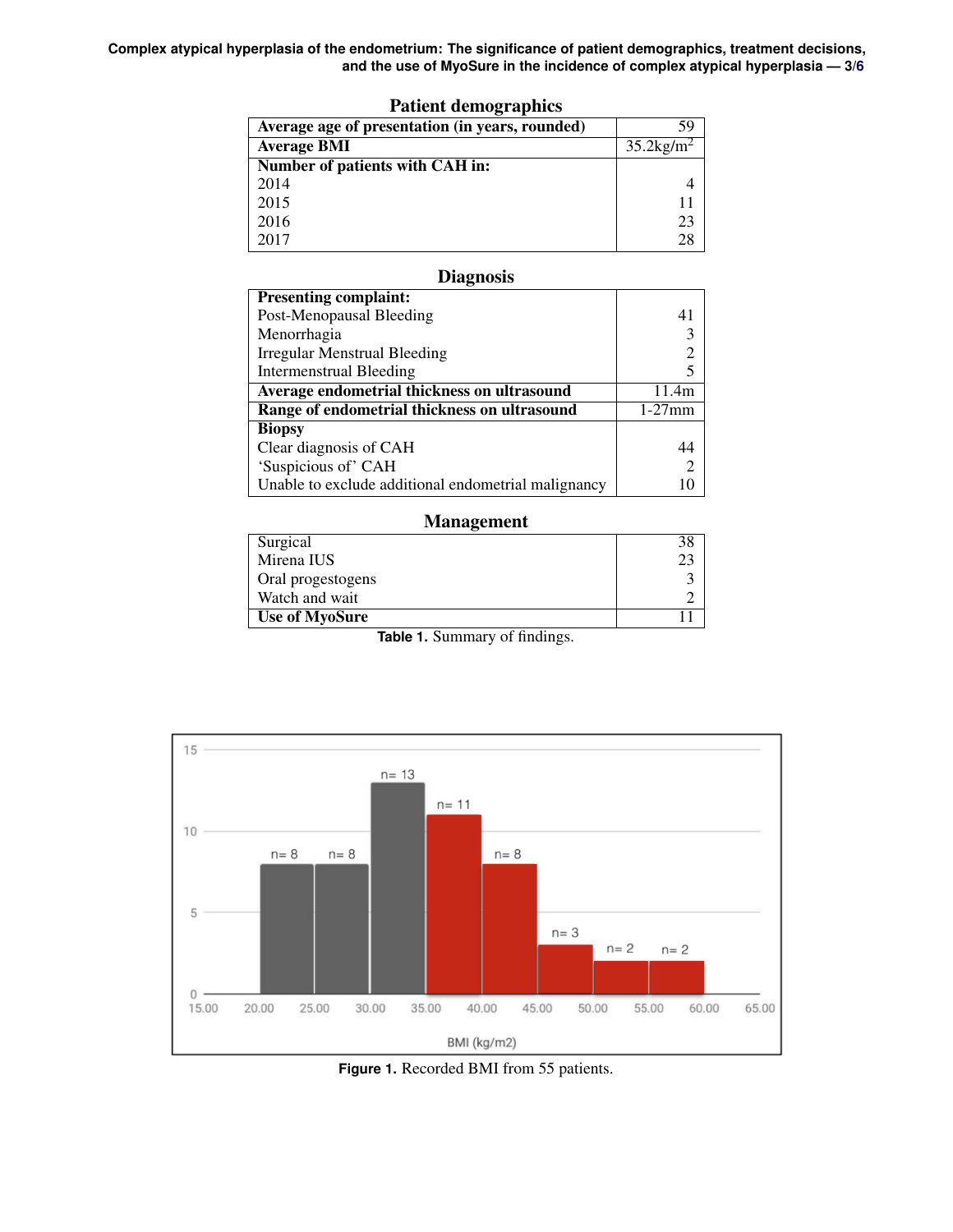**Patient demographics**

| | |
|---|---|
| **Average age of presentation (in years, rounded)** | 59 |
| **Average BMI** | 35.2kg/m$^2$ |
| **Number of patients with CAH in:** | |
| 2014 | 4 |
| 2015 | 11 |
| 2016 | 23 |
| 2017 | 28 |

**Diagnosis**

| | |
|---|---|
| **Presenting complaint:** | |
| Post-Menopausal Bleeding | 41 |
| Menorrhagia | 3 |
| Irregular Menstrual Bleeding | 2 |
| Intermenstrual Bleeding | 5 |
| **Average endometrial thickness on ultrasound** | 11.4m |
| **Range of endometrial thickness on ultrasound** | 1-27mm |
| **Biopsy** | |
| Clear diagnosis of CAH | 44 |
| 'Suspicious of' CAH | 2 |
| Unable to exclude additional endometrial malignancy | 10 |

**Management**

| | |
|---|---|
| Surgical | 38 |
| Mirena IUS | 23 |
| Oral progestogens | 3 |
| Watch and wait | 2 |
| **Use of MyoSure** | 11 |

**Table 1.** Summary of findings.

**Figure 1.** Recorded BMI from 55 patients.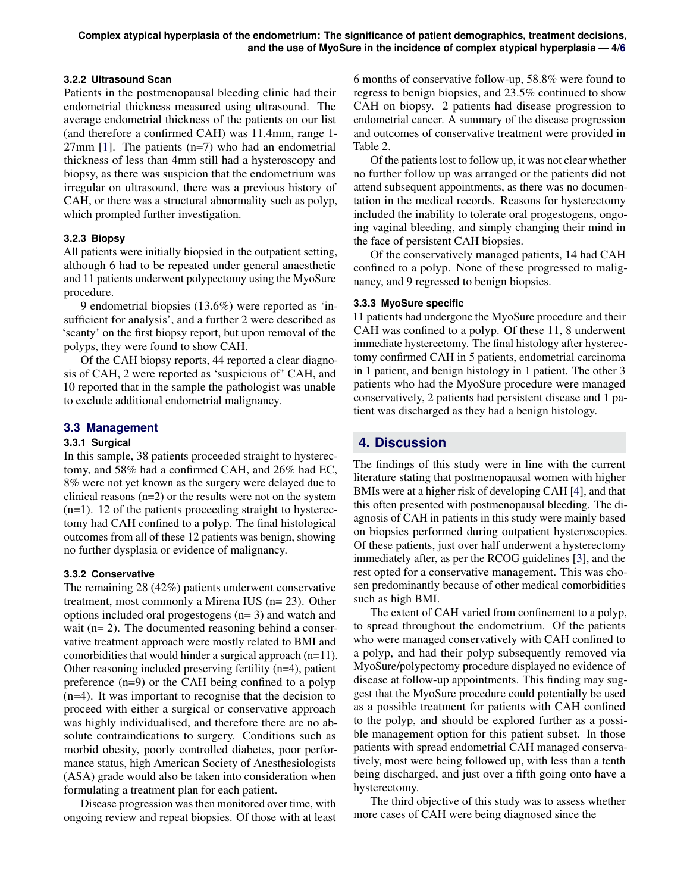#### 3.2.2 Ultrasound Scan

Patients in the postmenopausal bleeding clinic had their endometrial thickness measured using ultrasound. The average endometrial thickness of the patients on our list (and therefore a confirmed CAH) was 11.4mm, range 1-27mm [1]. The patients (n=7) who had an endometrial thickness of less than 4mm still had a hysteroscopy and biopsy, as there was suspicion that the endometrium was irregular on ultrasound, there was a previous history of CAH, or there was a structural abnormality such as polyp, which prompted further investigation.

#### 3.2.3 Biopsy

All patients were initially biopsied in the outpatient setting, although 6 had to be repeated under general anaesthetic and 11 patients underwent polypectomy using the MyoSure procedure.

9 endometrial biopsies (13.6%) were reported as 'insufficient for analysis', and a further 2 were described as 'scanty' on the first biopsy report, but upon removal of the polyps, they were found to show CAH.

Of the CAH biopsy reports, 44 reported a clear diagnosis of CAH, 2 were reported as 'suspicious of' CAH, and 10 reported that in the sample the pathologist was unable to exclude additional endometrial malignancy.

### 3.3 Management

#### 3.3.1 Surgical

In this sample, 38 patients proceeded straight to hysterectomy, and 58% had a confirmed CAH, and 26% had EC, 8% were not yet known as the surgery were delayed due to clinical reasons (n=2) or the results were not on the system (n=1). 12 of the patients proceeding straight to hysterectomy had CAH confined to a polyp. The final histological outcomes from all of these 12 patients was benign, showing no further dysplasia or evidence of malignancy.

#### 3.3.2 Conservative

The remaining 28 (42%) patients underwent conservative treatment, most commonly a Mirena IUS (n= 23). Other options included oral progestogens (n= 3) and watch and wait (n= 2). The documented reasoning behind a conservative treatment approach were mostly related to BMI and comorbidities that would hinder a surgical approach (n=11). Other reasoning included preserving fertility (n=4), patient preference (n=9) or the CAH being confined to a polyp (n=4). It was important to recognise that the decision to proceed with either a surgical or conservative approach was highly individualised, and therefore there are no absolute contraindications to surgery. Conditions such as morbid obesity, poorly controlled diabetes, poor performance status, high American Society of Anesthesiologists (ASA) grade would also be taken into consideration when formulating a treatment plan for each patient.

Disease progression was then monitored over time, with ongoing review and repeat biopsies. Of those with at least 6 months of conservative follow-up, 58.8% were found to regress to benign biopsies, and 23.5% continued to show CAH on biopsy. 2 patients had disease progression to endometrial cancer. A summary of the disease progression and outcomes of conservative treatment were provided in Table 2.

Of the patients lost to follow up, it was not clear whether no further follow up was arranged or the patients did not attend subsequent appointments, as there was no documentation in the medical records. Reasons for hysterectomy included the inability to tolerate oral progestogens, ongoing vaginal bleeding, and simply changing their mind in the face of persistent CAH biopsies.

Of the conservatively managed patients, 14 had CAH confined to a polyp. None of these progressed to malignancy, and 9 regressed to benign biopsies.

#### 3.3.3 MyoSure specific

11 patients had undergone the MyoSure procedure and their CAH was confined to a polyp. Of these 11, 8 underwent immediate hysterectomy. The final histology after hysterectomy confirmed CAH in 5 patients, endometrial carcinoma in 1 patient, and benign histology in 1 patient. The other 3 patients who had the MyoSure procedure were managed conservatively, 2 patients had persistent disease and 1 patient was discharged as they had a benign histology.

## 4. Discussion

The findings of this study were in line with the current literature stating that postmenopausal women with higher BMIs were at a higher risk of developing CAH [4], and that this often presented with postmenopausal bleeding. The diagnosis of CAH in patients in this study were mainly based on biopsies performed during outpatient hysteroscopies. Of these patients, just over half underwent a hysterectomy immediately after, as per the RCOG guidelines [3], and the rest opted for a conservative management. This was chosen predominantly because of other medical comorbidities such as high BMI.

The extent of CAH varied from confinement to a polyp, to spread throughout the endometrium. Of the patients who were managed conservatively with CAH confined to a polyp, and had their polyp subsequently removed via MyoSure/polypectomy procedure displayed no evidence of disease at follow-up appointments. This finding may suggest that the MyoSure procedure could potentially be used as a possible treatment for patients with CAH confined to the polyp, and should be explored further as a possible management option for this patient subset. In those patients with spread endometrial CAH managed conservatively, most were being followed up, with less than a tenth being discharged, and just over a fifth going onto have a hysterectomy.

The third objective of this study was to assess whether more cases of CAH were being diagnosed since the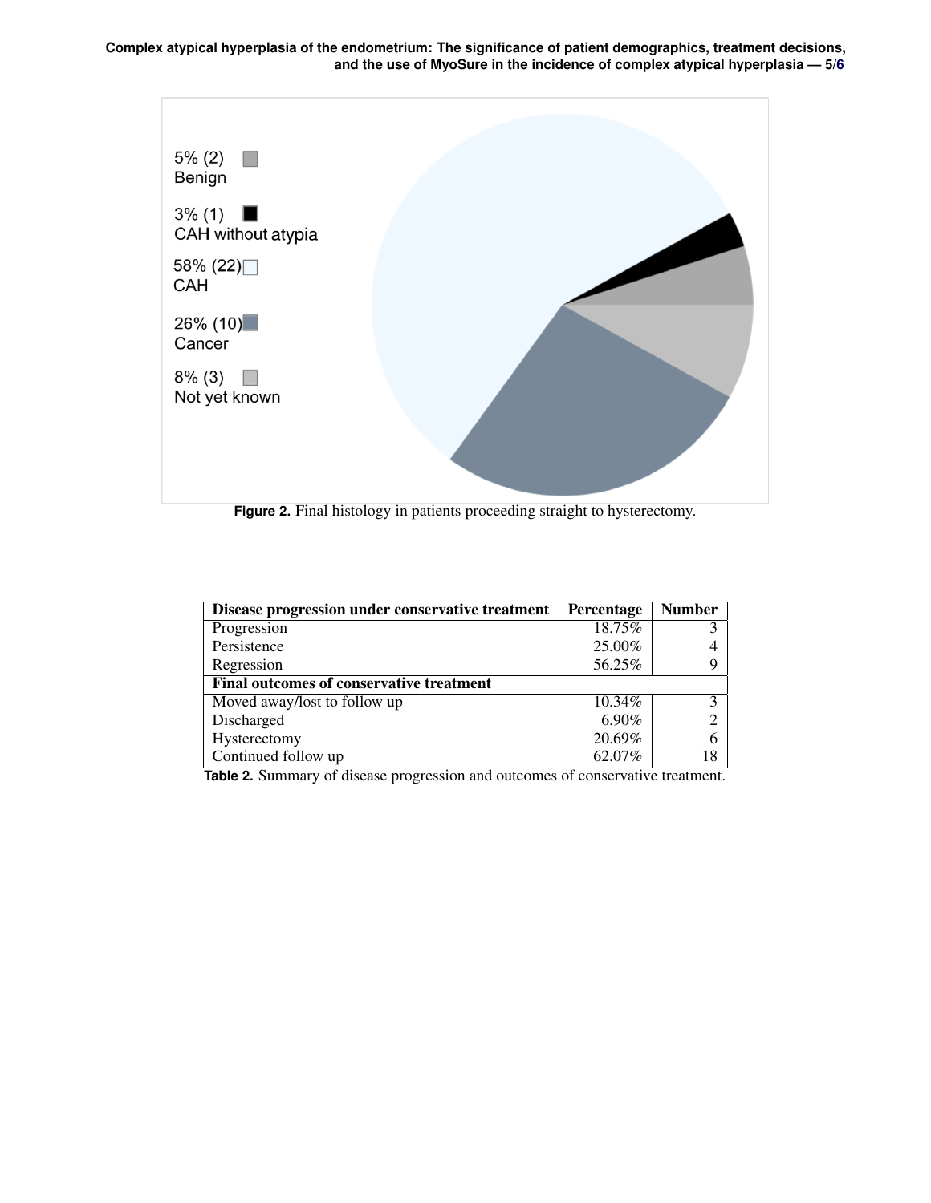5% (2) Benign

3% (1) CAH without atypia

58% (22) CAH

26% (10) Cancer

8% (3) Not yet known

**Figure 2.** Final histology in patients proceeding straight to hysterectomy.

| Disease progression under conservative treatment | Percentage | Number |
|---|---|---|
| Progression | 18.75% | 3 |
| Persistence | 25.00% | 4 |
| Regression | 56.25% | 9 |
| **Final outcomes of conservative treatment** | | |
| Moved away/lost to follow up | 10.34% | 3 |
| Discharged | 6.90% | 2 |
| Hysterectomy | 20.69% | 6 |
| Continued follow up | 62.07% | 18 |

**Table 2.** Summary of disease progression and outcomes of conservative treatment.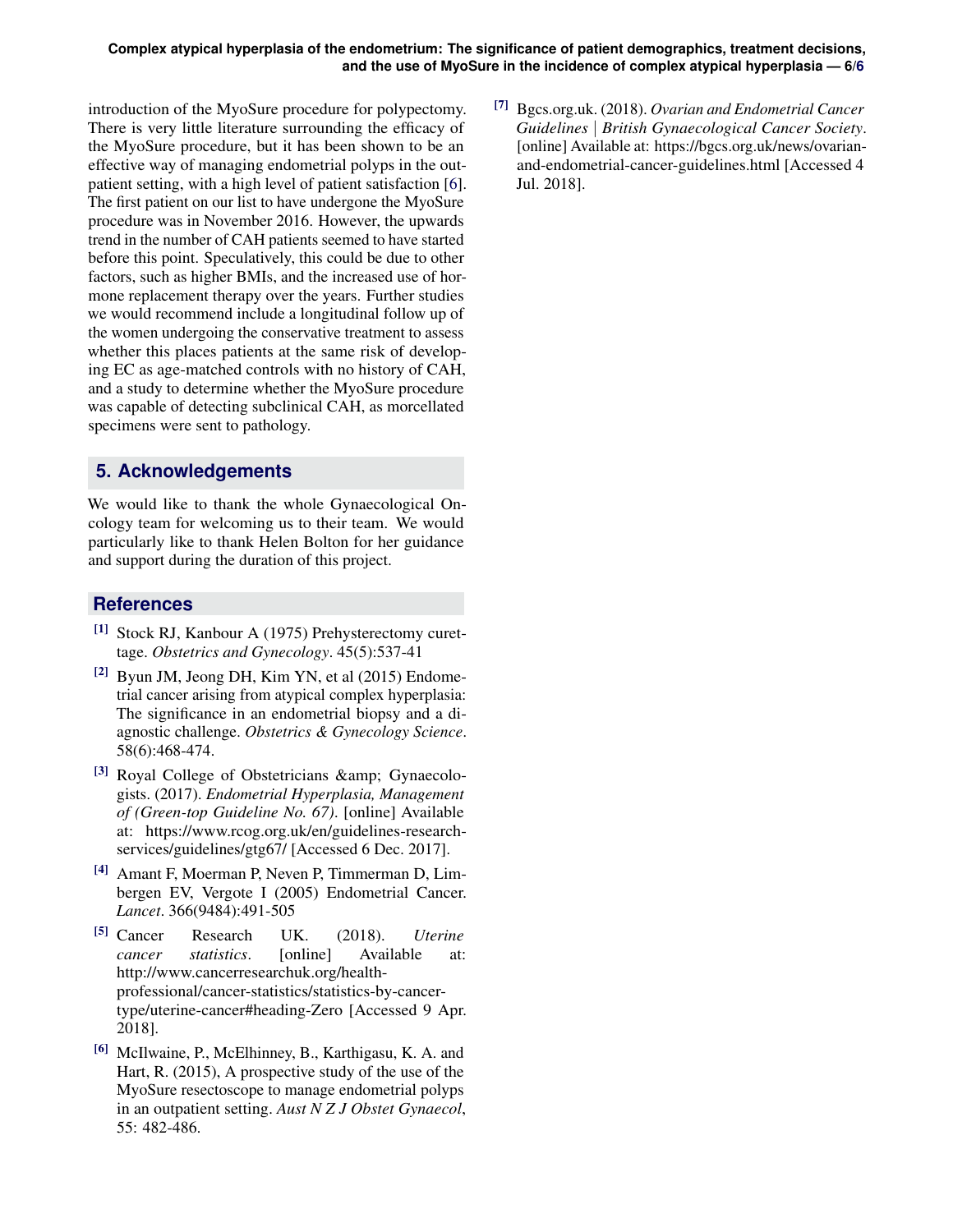introduction of the MyoSure procedure for polypectomy. There is very little literature surrounding the efficacy of the MyoSure procedure, but it has been shown to be an effective way of managing endometrial polyps in the outpatient setting, with a high level of patient satisfaction [6]. The first patient on our list to have undergone the MyoSure procedure was in November 2016. However, the upwards trend in the number of CAH patients seemed to have started before this point. Speculatively, this could be due to other factors, such as higher BMIs, and the increased use of hormone replacement therapy over the years. Further studies we would recommend include a longitudinal follow up of the women undergoing the conservative treatment to assess whether this places patients at the same risk of developing EC as age-matched controls with no history of CAH, and a study to determine whether the MyoSure procedure was capable of detecting subclinical CAH, as morcellated specimens were sent to pathology.

## 5. Acknowledgements

We would like to thank the whole Gynaecological Oncology team for welcoming us to their team. We would particularly like to thank Helen Bolton for her guidance and support during the duration of this project.

## References

[1] Stock RJ, Kanbour A (1975) Prehysterectomy curettage. *Obstetrics and Gynecology*. 45(5):537-41

[2] Byun JM, Jeong DH, Kim YN, et al (2015) Endometrial cancer arising from atypical complex hyperplasia: The significance in an endometrial biopsy and a diagnostic challenge. *Obstetrics & Gynecology Science*. 58(6):468-474.

[3] Royal College of Obstetricians &amp; Gynaecologists. (2017). *Endometrial Hyperplasia, Management of (Green-top Guideline No. 67)*. [online] Available at: https://www.rcog.org.uk/en/guidelines-research-services/guidelines/gtg67/ [Accessed 6 Dec. 2017].

[4] Amant F, Moerman P, Neven P, Timmerman D, Limbergen EV, Vergote I (2005) Endometrial Cancer. *Lancet*. 366(9484):491-505

[5] Cancer Research UK. (2018). *Uterine cancer statistics*. [online] Available at: http://www.cancerresearchuk.org/health-professional/cancer-statistics/statistics-by-cancer-type/uterine-cancer#heading-Zero [Accessed 9 Apr. 2018].

[6] McIlwaine, P., McElhinney, B., Karthigasu, K. A. and Hart, R. (2015), A prospective study of the use of the MyoSure resectoscope to manage endometrial polyps in an outpatient setting. *Aust N Z J Obstet Gynaecol*, 55: 482-486.

[7] Bgcs.org.uk. (2018). *Ovarian and Endometrial Cancer Guidelines | British Gynaecological Cancer Society*. [online] Available at: https://bgcs.org.uk/news/ovarian-and-endometrial-cancer-guidelines.html [Accessed 4 Jul. 2018].